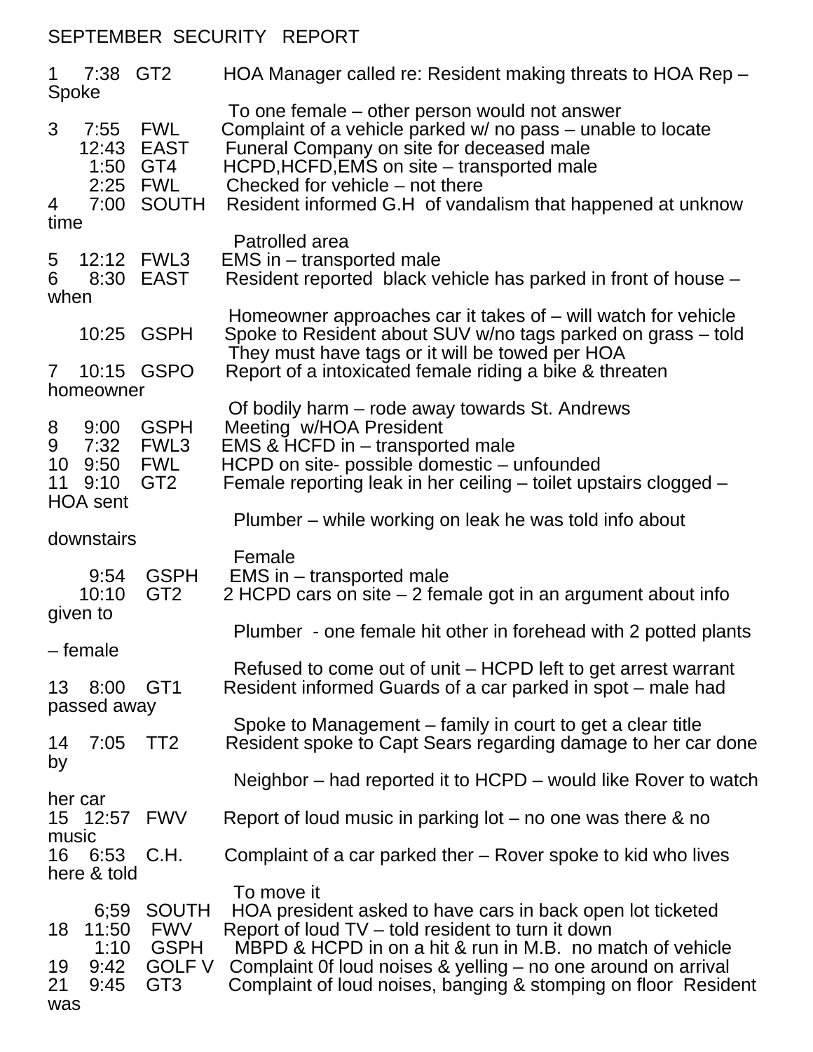SEPTEMBER SECURITY REPORT

| Day | Time | Location | Incident |
|---|---|---|---|
| 1 | 7:38 | GT2 | HOA Manager called re: Resident making threats to HOA Rep – Spoke To one female – other person would not answer |
| 3 | 7:55 | FWL | Complaint of a vehicle parked w/ no pass – unable to locate |
| | 12:43 | EAST | Funeral Company on site for deceased male |
| | 1:50 | GT4 | HCPD,HCFD,EMS on site – transported male |
| | 2:25 | FWL | Checked for vehicle – not there |
| 4 | 7:00 | SOUTH | Resident informed G.H of vandalism that happened at unknow time Patrolled area |
| 5 | 12:12 | FWL3 | EMS in – transported male |
| 6 | 8:30 | EAST | Resident reported black vehicle has parked in front of house – when Homeowner approaches car it takes of – will watch for vehicle |
| | 10:25 | GSPH | Spoke to Resident about SUV w/no tags parked on grass – told They must have tags or it will be towed per HOA |
| 7 | 10:15 | GSPO | Report of a intoxicated female riding a bike & threaten homeowner Of bodily harm – rode away towards St. Andrews |
| 8 | 9:00 | GSPH | Meeting w/HOA President |
| 9 | 7:32 | FWL3 | EMS & HCFD in – transported male |
| 10 | 9:50 | FWL | HCPD on site- possible domestic – unfounded |
| 11 | 9:10 | GT2 | Female reporting leak in her ceiling – toilet upstairs clogged – HOA sent Plumber – while working on leak he was told info about downstairs Female |
| | 9:54 | GSPH | EMS in – transported male |
| | 10:10 | GT2 | 2 HCPD cars on site – 2 female got in an argument about info given to Plumber - one female hit other in forehead with 2 potted plants – female Refused to come out of unit – HCPD left to get arrest warrant |
| 13 | 8:00 | GT1 | Resident informed Guards of a car parked in spot – male had passed away Spoke to Management – family in court to get a clear title |
| 14 | 7:05 | TT2 | Resident spoke to Capt Sears regarding damage to her car done by Neighbor – had reported it to HCPD – would like Rover to watch her car |
| 15 | 12:57 | FWV | Report of loud music in parking lot – no one was there & no music |
| 16 | 6:53 | C.H. | Complaint of a car parked ther – Rover spoke to kid who lives here & told To move it |
| | 6;59 | SOUTH | HOA president asked to have cars in back open lot ticketed |
| 18 | 11:50 | FWV | Report of loud TV – told resident to turn it down |
| | 1:10 | GSPH | MBPD & HCPD in on a hit & run in M.B. no match of vehicle |
| 19 | 9:42 | GOLF V | Complaint 0f loud noises & yelling – no one around on arrival |
| 21 | 9:45 | GT3 | Complaint of loud noises, banging & stomping on floor Resident was |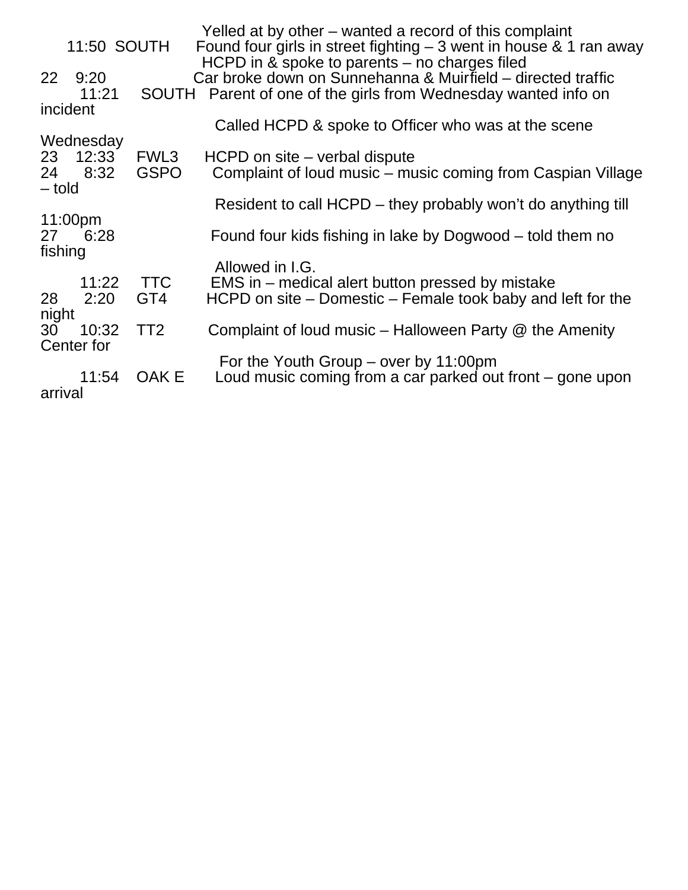| | | | |
|---|---|---|---|
| | | | Yelled at by other – wanted a record of this complaint |
| | 11:50 | SOUTH | Found four girls in street fighting – 3 went in house & 1 ran away |
| | | | HCPD in & spoke to parents – no charges filed |
| 22 | 9:20 | | Car broke down on Sunnehanna & Muirfield – directed traffic |
| | 11:21 | SOUTH | Parent of one of the girls from Wednesday wanted info on incident |
| | | | Called HCPD & spoke to Officer who was at the scene Wednesday |
| 23 | 12:33 | FWL3 | HCPD on site – verbal dispute |
| 24 | 8:32 | GSPO | Complaint of loud music – music coming from Caspian Village – told |
| | | | Resident to call HCPD – they probably won't do anything till 11:00pm |
| 27 | 6:28 | | Found four kids fishing in lake by Dogwood – told them no fishing |
| | | | Allowed in I.G. |
| | 11:22 | TTC | EMS in – medical alert button pressed by mistake |
| 28 | 2:20 | GT4 | HCPD on site – Domestic – Female took baby and left for the night |
| 30 | 10:32 | TT2 | Complaint of loud music – Halloween Party @ the Amenity Center for |
| | | | For the Youth Group – over by 11:00pm |
| | 11:54 | OAK E | Loud music coming from a car parked out front – gone upon arrival |